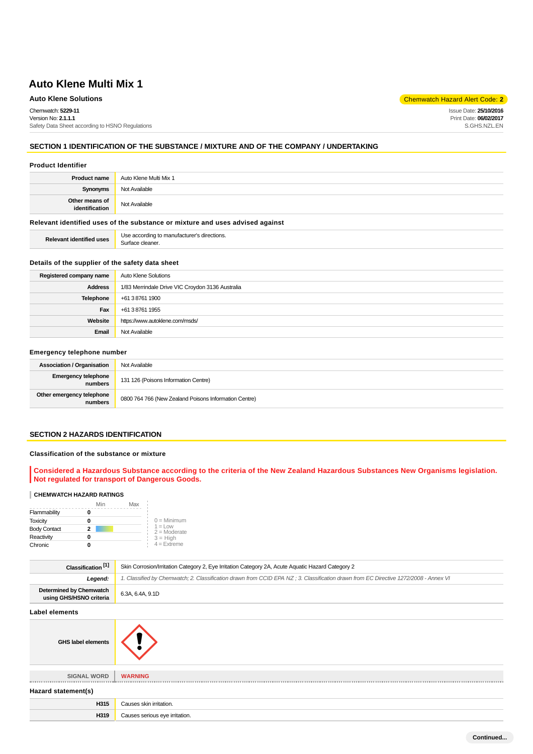# Auto Klene Multi Mix 1

**Auto Klene Solutions**

Chemwatch Hazard Alert Code: **2**

Chemwatch: **5229-11**
Version No: **2.1.1.1**
Safety Data Sheet according to HSNO Regulations

Issue Date: **25/10/2016**
Print Date: **06/02/2017**
S.GHS.NZL.EN

## SECTION 1 IDENTIFICATION OF THE SUBSTANCE / MIXTURE AND OF THE COMPANY / UNDERTAKING

### Product Identifier

| | |
|---|---|
| **Product name** | Auto Klene Multi Mix 1 |
| **Synonyms** | Not Available |
| **Other means of identification** | Not Available |

### Relevant identified uses of the substance or mixture and uses advised against

| | |
|---|---|
| **Relevant identified uses** | Use according to manufacturer's directions.<br>Surface cleaner. |

### Details of the supplier of the safety data sheet

| | |
|---|---|
| **Registered company name** | Auto Klene Solutions |
| **Address** | 1/83 Merrindale Drive VIC Croydon 3136 Australia |
| **Telephone** | +61 3 8761 1900 |
| **Fax** | +61 3 8761 1955 |
| **Website** | https://www.autoklene.com/msds/ |
| **Email** | Not Available |

### Emergency telephone number

| | |
|---|---|
| **Association / Organisation** | Not Available |
| **Emergency telephone numbers** | 131 126 (Poisons Information Centre) |
| **Other emergency telephone numbers** | 0800 764 766 (New Zealand Poisons Information Centre) |

## SECTION 2 HAZARDS IDENTIFICATION

### Classification of the substance or mixture

**Considered a Hazardous Substance according to the criteria of the New Zealand Hazardous Substances New Organisms legislation. Not regulated for transport of Dangerous Goods.**

**CHEMWATCH HAZARD RATINGS**

| | | Min | Max |
|---|---|---|---|
| Flammability | 0 | | |
| Toxicity | 0 | | |
| Body Contact | 2 | | |
| Reactivity | 0 | | |
| Chronic | 0 | | |

0 = Minimum
1 = Low
2 = Moderate
3 = High
4 = Extreme

| | |
|---|---|
| **Classification [1]** | Skin Corrosion/Irritation Category 2, Eye Irritation Category 2A, Acute Aquatic Hazard Category 2 |
| ***Legend:*** | *1. Classified by Chemwatch; 2. Classification drawn from CCID EPA NZ ; 3. Classification drawn from EC Directive 1272/2008 - Annex VI* |
| **Determined by Chemwatch using GHS/HSNO criteria** | 6.3A, 6.4A, 9.1D |

### Label elements

| | |
|---|---|
| **GHS label elements** | |
| **SIGNAL WORD** | **WARNING** |

### Hazard statement(s)

| | |
|---|---|
| **H315** | Causes skin irritation. |
| **H319** | Causes serious eye irritation. |

Continued...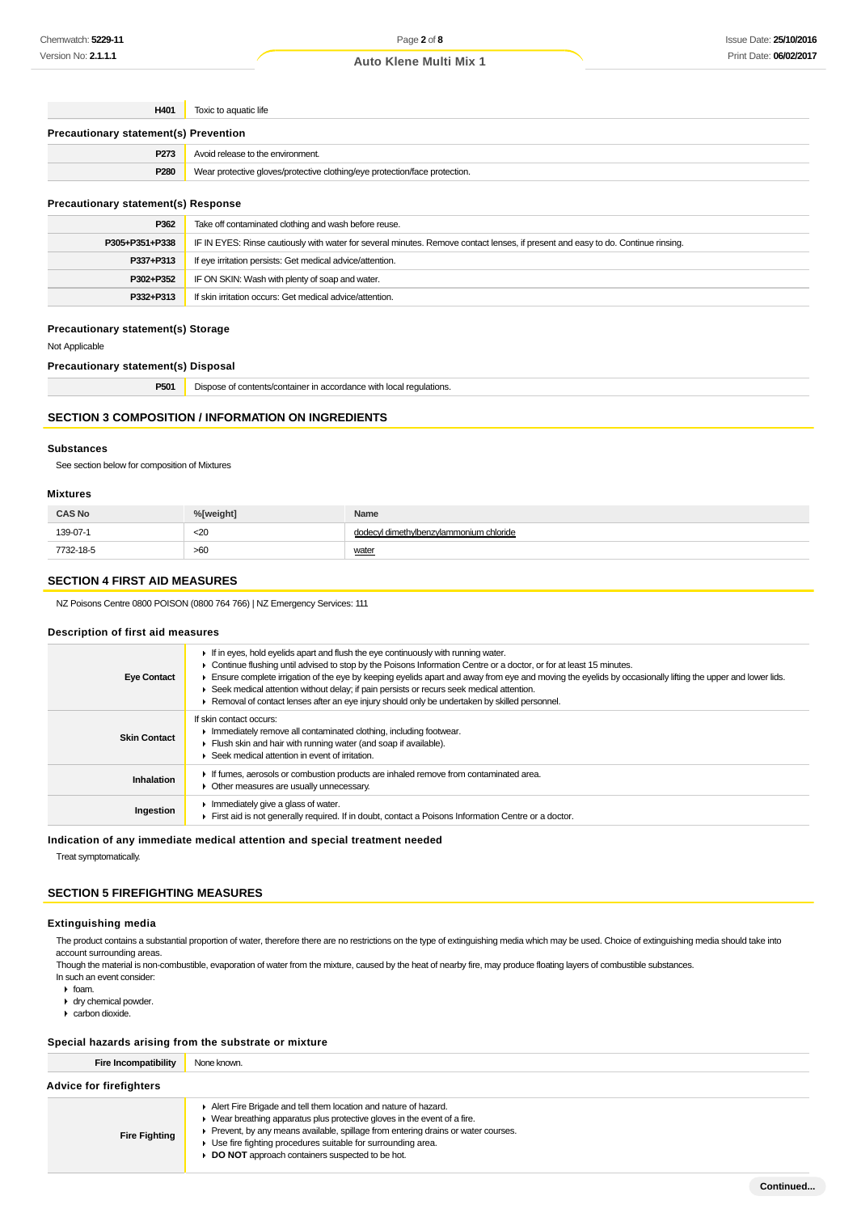| | |
|---|---|
| **H401** | Toxic to aquatic life |

### Precautionary statement(s) Prevention

| | |
|---|---|
| **P273** | Avoid release to the environment. |
| **P280** | Wear protective gloves/protective clothing/eye protection/face protection. |

### Precautionary statement(s) Response

| | |
|---|---|
| **P362** | Take off contaminated clothing and wash before reuse. |
| **P305+P351+P338** | IF IN EYES: Rinse cautiously with water for several minutes. Remove contact lenses, if present and easy to do. Continue rinsing. |
| **P337+P313** | If eye irritation persists: Get medical advice/attention. |
| **P302+P352** | IF ON SKIN: Wash with plenty of soap and water. |
| **P332+P313** | If skin irritation occurs: Get medical advice/attention. |

### Precautionary statement(s) Storage

Not Applicable

### Precautionary statement(s) Disposal

| | |
|---|---|
| **P501** | Dispose of contents/container in accordance with local regulations. |

## SECTION 3 COMPOSITION / INFORMATION ON INGREDIENTS

### Substances

See section below for composition of Mixtures

### Mixtures

| CAS No | %[weight] | Name |
|---|---|---|
| 139-07-1 | <20 | dodecyl dimethylbenzylammonium chloride |
| 7732-18-5 | >60 | water |

## SECTION 4 FIRST AID MEASURES

NZ Poisons Centre 0800 POISON (0800 764 766) | NZ Emergency Services: 111

### Description of first aid measures

| | |
|---|---|
| **Eye Contact** | ▸ If in eyes, hold eyelids apart and flush the eye continuously with running water. ▸ Continue flushing until advised to stop by the Poisons Information Centre or a doctor, or for at least 15 minutes. ▸ Ensure complete irrigation of the eye by keeping eyelids apart and away from eye and moving the eyelids by occasionally lifting the upper and lower lids. ▸ Seek medical attention without delay; if pain persists or recurs seek medical attention. ▸ Removal of contact lenses after an eye injury should only be undertaken by skilled personnel. |
| **Skin Contact** | If skin contact occurs: ▸ Immediately remove all contaminated clothing, including footwear. ▸ Flush skin and hair with running water (and soap if available). ▸ Seek medical attention in event of irritation. |
| **Inhalation** | ▸ If fumes, aerosols or combustion products are inhaled remove from contaminated area. ▸ Other measures are usually unnecessary. |
| **Ingestion** | ▸ Immediately give a glass of water. ▸ First aid is not generally required. If in doubt, contact a Poisons Information Centre or a doctor. |

### Indication of any immediate medical attention and special treatment needed

Treat symptomatically.

## SECTION 5 FIREFIGHTING MEASURES

### Extinguishing media

The product contains a substantial proportion of water, therefore there are no restrictions on the type of extinguishing media which may be used. Choice of extinguishing media should take into account surrounding areas.
Though the material is non-combustible, evaporation of water from the mixture, caused by the heat of nearby fire, may produce floating layers of combustible substances.
In such an event consider:

- foam.
- dry chemical powder.
- carbon dioxide.

### Special hazards arising from the substrate or mixture

| | |
|---|---|
| **Fire Incompatibility** | None known. |

### Advice for firefighters

| | |
|---|---|
| **Fire Fighting** | ▸ Alert Fire Brigade and tell them location and nature of hazard. ▸ Wear breathing apparatus plus protective gloves in the event of a fire. ▸ Prevent, by any means available, spillage from entering drains or water courses. ▸ Use fire fighting procedures suitable for surrounding area. ▸ **DO NOT** approach containers suspected to be hot. |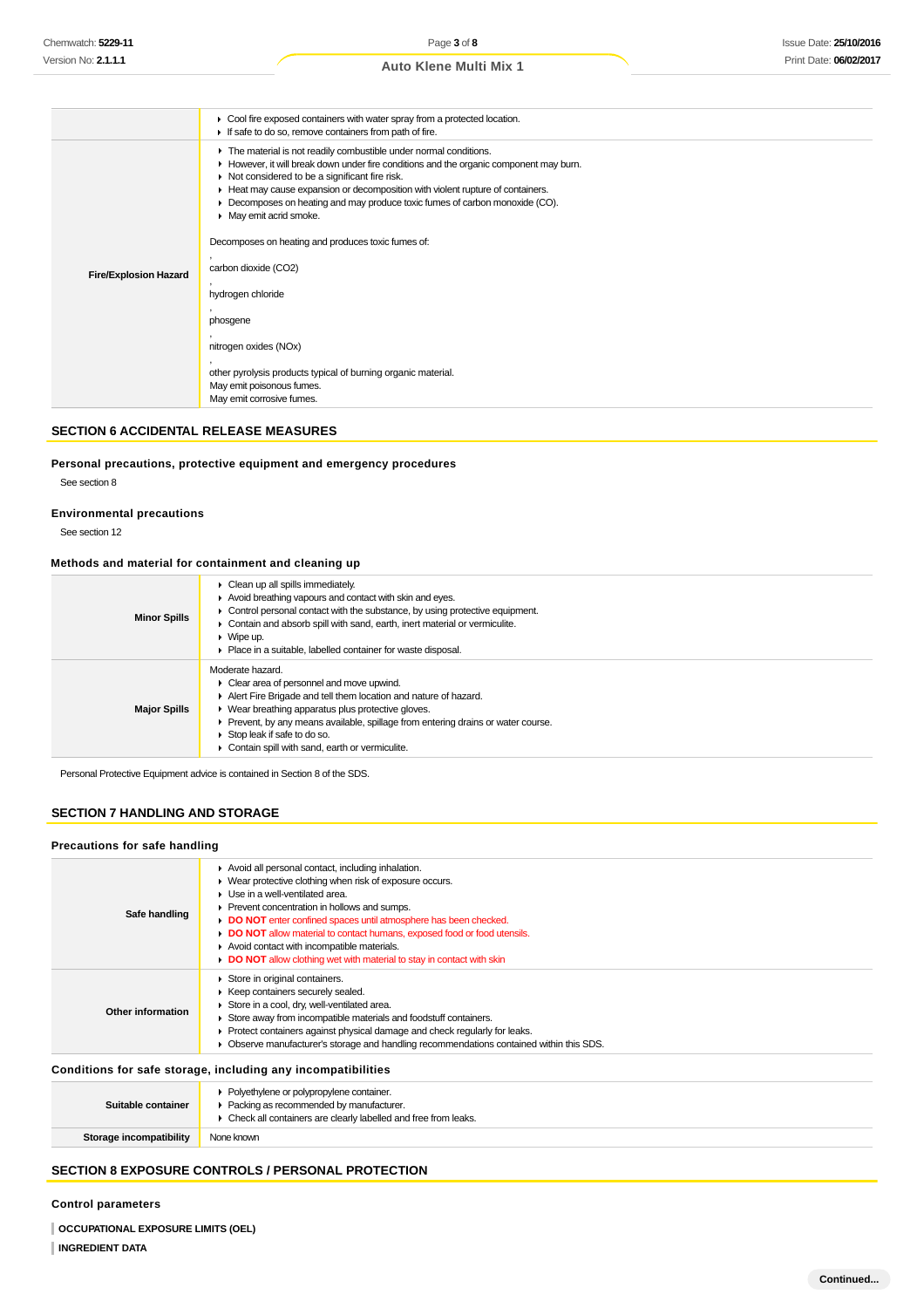| | |
|---|---|
| | ▸ Cool fire exposed containers with water spray from a protected location.<br>▸ If safe to do so, remove containers from path of fire. |
| **Fire/Explosion Hazard** | ▸ The material is not readily combustible under normal conditions.<br>▸ However, it will break down under fire conditions and the organic component may burn.<br>▸ Not considered to be a significant fire risk.<br>▸ Heat may cause expansion or decomposition with violent rupture of containers.<br>▸ Decomposes on heating and may produce toxic fumes of carbon monoxide (CO).<br>▸ May emit acrid smoke.<br><br>Decomposes on heating and produces toxic fumes of:<br>,<br>carbon dioxide ($CO_2$)<br>,<br>hydrogen chloride<br>,<br>phosgene<br>,<br>nitrogen oxides (NOx)<br>,<br>other pyrolysis products typical of burning organic material.<br>May emit poisonous fumes.<br>May emit corrosive fumes. |

## SECTION 6 ACCIDENTAL RELEASE MEASURES

### Personal precautions, protective equipment and emergency procedures

See section 8

### Environmental precautions

See section 12

### Methods and material for containment and cleaning up

| | |
|---|---|
| **Minor Spills** | ▸ Clean up all spills immediately.<br>▸ Avoid breathing vapours and contact with skin and eyes.<br>▸ Control personal contact with the substance, by using protective equipment.<br>▸ Contain and absorb spill with sand, earth, inert material or vermiculite.<br>▸ Wipe up.<br>▸ Place in a suitable, labelled container for waste disposal. |
| **Major Spills** | Moderate hazard.<br>▸ Clear area of personnel and move upwind.<br>▸ Alert Fire Brigade and tell them location and nature of hazard.<br>▸ Wear breathing apparatus plus protective gloves.<br>▸ Prevent, by any means available, spillage from entering drains or water course.<br>▸ Stop leak if safe to do so.<br>▸ Contain spill with sand, earth or vermiculite. |

Personal Protective Equipment advice is contained in Section 8 of the SDS.

## SECTION 7 HANDLING AND STORAGE

### Precautions for safe handling

| | |
|---|---|
| **Safe handling** | ▸ Avoid all personal contact, including inhalation.<br>▸ Wear protective clothing when risk of exposure occurs.<br>▸ Use in a well-ventilated area.<br>▸ Prevent concentration in hollows and sumps.<br>▸ **DO NOT** enter confined spaces until atmosphere has been checked.<br>▸ **DO NOT** allow material to contact humans, exposed food or food utensils.<br>▸ Avoid contact with incompatible materials.<br>▸ **DO NOT** allow clothing wet with material to stay in contact with skin |
| **Other information** | ▸ Store in original containers.<br>▸ Keep containers securely sealed.<br>▸ Store in a cool, dry, well-ventilated area.<br>▸ Store away from incompatible materials and foodstuff containers.<br>▸ Protect containers against physical damage and check regularly for leaks.<br>▸ Observe manufacturer's storage and handling recommendations contained within this SDS. |

### Conditions for safe storage, including any incompatibilities

| | |
|---|---|
| **Suitable container** | ▸ Polyethylene or polypropylene container.<br>▸ Packing as recommended by manufacturer.<br>▸ Check all containers are clearly labelled and free from leaks. |
| **Storage incompatibility** | None known |

## SECTION 8 EXPOSURE CONTROLS / PERSONAL PROTECTION

### Control parameters

**OCCUPATIONAL EXPOSURE LIMITS (OEL)**

**INGREDIENT DATA**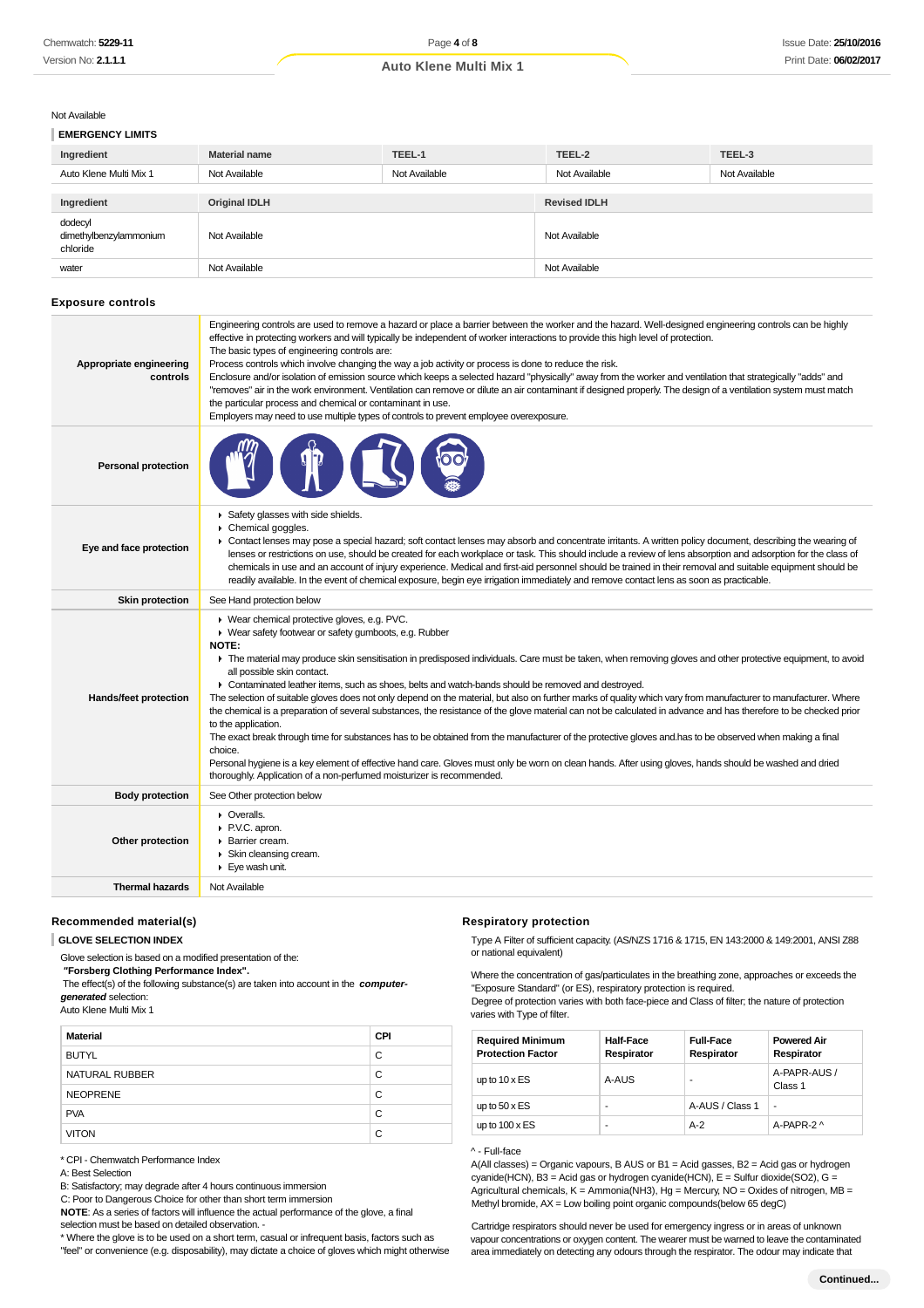Not Available

### EMERGENCY LIMITS

| Ingredient | Material name | TEEL-1 | TEEL-2 | TEEL-3 |
|---|---|---|---|---|
| Auto Klene Multi Mix 1 | Not Available | Not Available | Not Available | Not Available |

| Ingredient | Original IDLH | Revised IDLH |
|---|---|---|
| dodecyl dimethylbenzylammonium chloride | Not Available | Not Available |
| water | Not Available | Not Available |

## Exposure controls

| | |
|---|---|
| **Appropriate engineering controls** | Engineering controls are used to remove a hazard or place a barrier between the worker and the hazard. Well-designed engineering controls can be highly effective in protecting workers and will typically be independent of worker interactions to provide this high level of protection.<br>The basic types of engineering controls are:<br>Process controls which involve changing the way a job activity or process is done to reduce the risk.<br>Enclosure and/or isolation of emission source which keeps a selected hazard "physically" away from the worker and ventilation that strategically "adds" and "removes" air in the work environment. Ventilation can remove or dilute an air contaminant if designed properly. The design of a ventilation system must match the particular process and chemical or contaminant in use.<br>Employers may need to use multiple types of controls to prevent employee overexposure. |
| **Personal protection** | |
| **Eye and face protection** | ▸ Safety glasses with side shields.<br>▸ Chemical goggles.<br>▸ Contact lenses may pose a special hazard; soft contact lenses may absorb and concentrate irritants. A written policy document, describing the wearing of lenses or restrictions on use, should be created for each workplace or task. This should include a review of lens absorption and adsorption for the class of chemicals in use and an account of injury experience. Medical and first-aid personnel should be trained in their removal and suitable equipment should be readily available. In the event of chemical exposure, begin eye irrigation immediately and remove contact lens as soon as practicable. |
| **Skin protection** | See Hand protection below |
| **Hands/feet protection** | ▸ Wear chemical protective gloves, e.g. PVC.<br>▸ Wear safety footwear or safety gumboots, e.g. Rubber<br>**NOTE:**<br>▸ The material may produce skin sensitisation in predisposed individuals. Care must be taken, when removing gloves and other protective equipment, to avoid all possible skin contact.<br>▸ Contaminated leather items, such as shoes, belts and watch-bands should be removed and destroyed.<br>The selection of suitable gloves does not only depend on the material, but also on further marks of quality which vary from manufacturer to manufacturer. Where the chemical is a preparation of several substances, the resistance of the glove material can not be calculated in advance and has therefore to be checked prior to the application.<br>The exact break through time for substances has to be obtained from the manufacturer of the protective gloves and.has to be observed when making a final choice.<br>Personal hygiene is a key element of effective hand care. Gloves must only be worn on clean hands. After using gloves, hands should be washed and dried thoroughly. Application of a non-perfumed moisturizer is recommended. |
| **Body protection** | See Other protection below |
| **Other protection** | ▸ Overalls.<br>▸ P.V.C. apron.<br>▸ Barrier cream.<br>▸ Skin cleansing cream.<br>▸ Eye wash unit. |
| **Thermal hazards** | Not Available |

## Recommended material(s)

### GLOVE SELECTION INDEX

Glove selection is based on a modified presentation of the:
**"Forsberg Clothing Performance Index".**
The effect(s) of the following substance(s) are taken into account in the ***computer-generated*** selection:
Auto Klene Multi Mix 1

| Material | CPI |
|---|---|
| BUTYL | C |
| NATURAL RUBBER | C |
| NEOPRENE | C |
| PVA | C |
| VITON | C |

\* CPI - Chemwatch Performance Index
A: Best Selection
B: Satisfactory; may degrade after 4 hours continuous immersion
C: Poor to Dangerous Choice for other than short term immersion
**NOTE**: As a series of factors will influence the actual performance of the glove, a final selection must be based on detailed observation. -
\* Where the glove is to be used on a short term, casual or infrequent basis, factors such as "feel" or convenience (e.g. disposability), may dictate a choice of gloves which might otherwise

## Respiratory protection

Type A Filter of sufficient capacity. (AS/NZS 1716 & 1715, EN 143:2000 & 149:2001, ANSI Z88 or national equivalent)

Where the concentration of gas/particulates in the breathing zone, approaches or exceeds the "Exposure Standard" (or ES), respiratory protection is required.
Degree of protection varies with both face-piece and Class of filter; the nature of protection varies with Type of filter.

| Required Minimum Protection Factor | Half-Face Respirator | Full-Face Respirator | Powered Air Respirator |
|---|---|---|---|
| up to 10 x ES | A-AUS | - | A-PAPR-AUS / Class 1 |
| up to 50 x ES | - | A-AUS / Class 1 | - |
| up to 100 x ES | - | A-2 | A-PAPR-2 ^ |

^ - Full-face
A(All classes) = Organic vapours, B AUS or B1 = Acid gasses, B2 = Acid gas or hydrogen cyanide(HCN), B3 = Acid gas or hydrogen cyanide(HCN), E = Sulfur dioxide($SO_2$), G = Agricultural chemicals, K = Ammonia($NH_3$), Hg = Mercury, NO = Oxides of nitrogen, MB = Methyl bromide, AX = Low boiling point organic compounds(below 65 degC)

Cartridge respirators should never be used for emergency ingress or in areas of unknown vapour concentrations or oxygen content. The wearer must be warned to leave the contaminated area immediately on detecting any odours through the respirator. The odour may indicate that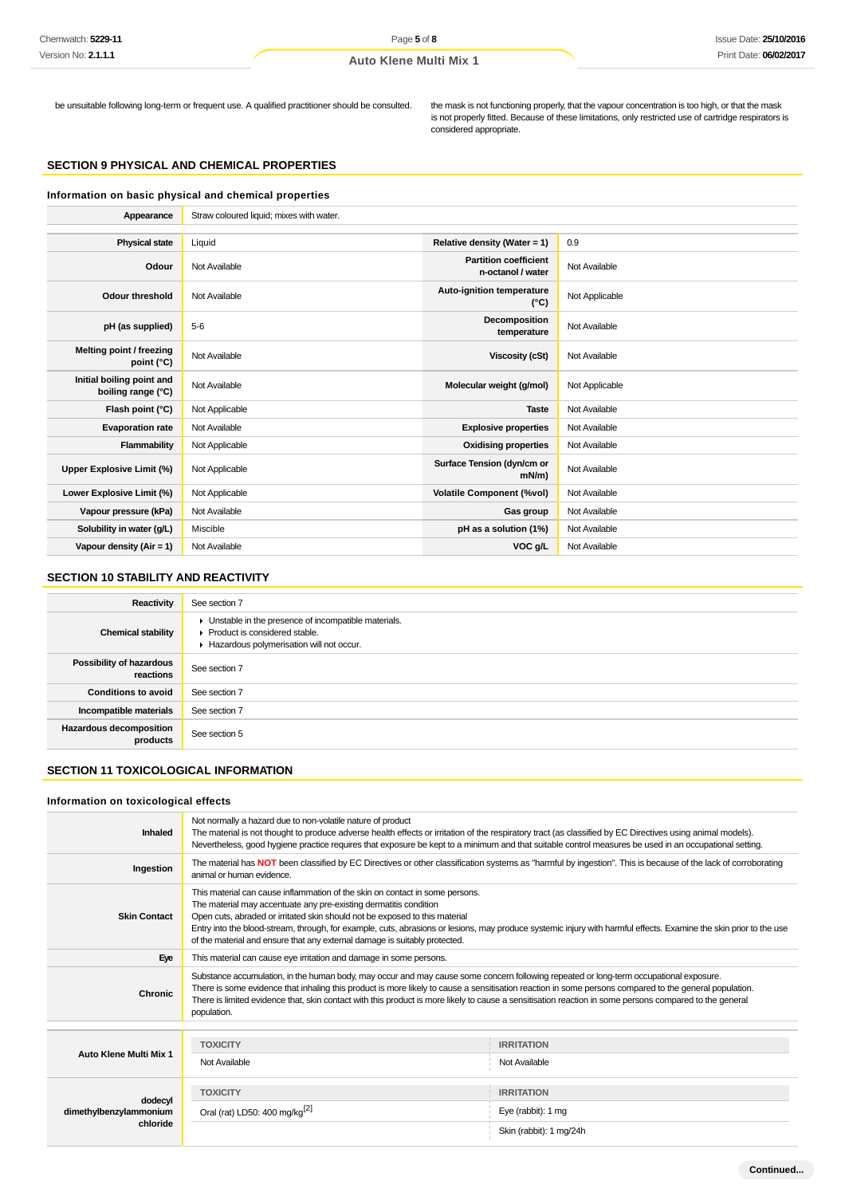be unsuitable following long-term or frequent use. A qualified practitioner should be consulted.

the mask is not functioning properly, that the vapour concentration is too high, or that the mask is not properly fitted. Because of these limitations, only restricted use of cartridge respirators is considered appropriate.

## SECTION 9 PHYSICAL AND CHEMICAL PROPERTIES

### Information on basic physical and chemical properties

| | |
|---|---|
| **Appearance** | Straw coloured liquid; mixes with water. |

| | | | |
|---|---|---|---|
| **Physical state** | Liquid | **Relative density (Water = 1)** | 0.9 |
| **Odour** | Not Available | **Partition coefficient n-octanol / water** | Not Available |
| **Odour threshold** | Not Available | **Auto-ignition temperature (°C)** | Not Applicable |
| **pH (as supplied)** | 5-6 | **Decomposition temperature** | Not Available |
| **Melting point / freezing point (°C)** | Not Available | **Viscosity (cSt)** | Not Available |
| **Initial boiling point and boiling range (°C)** | Not Available | **Molecular weight (g/mol)** | Not Applicable |
| **Flash point (°C)** | Not Applicable | **Taste** | Not Available |
| **Evaporation rate** | Not Available | **Explosive properties** | Not Available |
| **Flammability** | Not Applicable | **Oxidising properties** | Not Available |
| **Upper Explosive Limit (%)** | Not Applicable | **Surface Tension (dyn/cm or mN/m)** | Not Available |
| **Lower Explosive Limit (%)** | Not Applicable | **Volatile Component (%vol)** | Not Available |
| **Vapour pressure (kPa)** | Not Available | **Gas group** | Not Available |
| **Solubility in water (g/L)** | Miscible | **pH as a solution (1%)** | Not Available |
| **Vapour density (Air = 1)** | Not Available | **VOC g/L** | Not Available |

## SECTION 10 STABILITY AND REACTIVITY

| | |
|---|---|
| **Reactivity** | See section 7 |
| **Chemical stability** | ▸ Unstable in the presence of incompatible materials.<br>▸ Product is considered stable.<br>▸ Hazardous polymerisation will not occur. |
| **Possibility of hazardous reactions** | See section 7 |
| **Conditions to avoid** | See section 7 |
| **Incompatible materials** | See section 7 |
| **Hazardous decomposition products** | See section 5 |

## SECTION 11 TOXICOLOGICAL INFORMATION

### Information on toxicological effects

| | |
|---|---|
| **Inhaled** | Not normally a hazard due to non-volatile nature of product<br>The material is not thought to produce adverse health effects or irritation of the respiratory tract (as classified by EC Directives using animal models). Nevertheless, good hygiene practice requires that exposure be kept to a minimum and that suitable control measures be used in an occupational setting. |
| **Ingestion** | The material has **NOT** been classified by EC Directives or other classification systems as "harmful by ingestion". This is because of the lack of corroborating animal or human evidence. |
| **Skin Contact** | This material can cause inflammation of the skin on contact in some persons.<br>The material may accentuate any pre-existing dermatitis condition<br>Open cuts, abraded or irritated skin should not be exposed to this material<br>Entry into the blood-stream, through, for example, cuts, abrasions or lesions, may produce systemic injury with harmful effects. Examine the skin prior to the use of the material and ensure that any external damage is suitably protected. |
| **Eye** | This material can cause eye irritation and damage in some persons. |
| **Chronic** | Substance accumulation, in the human body, may occur and may cause some concern following repeated or long-term occupational exposure.<br>There is some evidence that inhaling this product is more likely to cause a sensitisation reaction in some persons compared to the general population.<br>There is limited evidence that, skin contact with this product is more likely to cause a sensitisation reaction in some persons compared to the general population. |

| | TOXICITY | IRRITATION |
|---|---|---|
| **Auto Klene Multi Mix 1** | Not Available | Not Available |
| **dodecyl dimethylbenzylammonium chloride** | **TOXICITY** | **IRRITATION** |
| | Oral (rat) LD50: 400 mg/kg[2] | Eye (rabbit): 1 mg |
| | | Skin (rabbit): 1 mg/24h |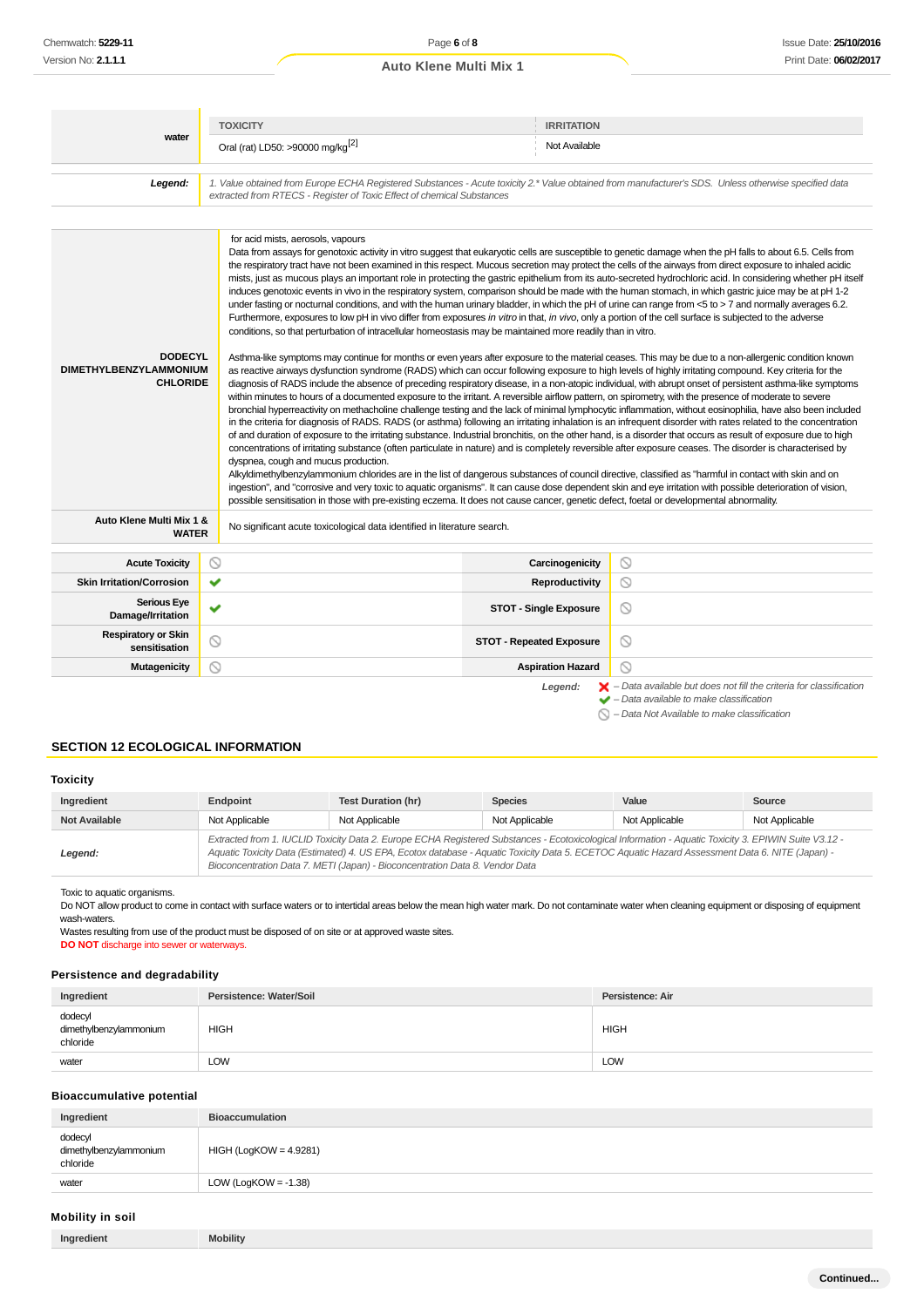| | TOXICITY | IRRITATION |
|---|---|---|
| **water** | Oral (rat) LD50: >90000 mg/kg[2] | Not Available |

| | |
|---|---|
| ***Legend:*** | *1. Value obtained from Europe ECHA Registered Substances - Acute toxicity 2.* Value obtained from manufacturer's SDS. Unless otherwise specified data extracted from RTECS - Register of Toxic Effect of chemical Substances* |

| | |
|---|---|
| **DODECYL DIMETHYLBENZYLAMMONIUM CHLORIDE** | for acid mists, aerosols, vapours<br>Data from assays for genotoxic activity in vitro suggest that eukaryotic cells are susceptible to genetic damage when the pH falls to about 6.5. Cells from the respiratory tract have not been examined in this respect. Mucous secretion may protect the cells of the airways from direct exposure to inhaled acidic mists, just as mucous plays an important role in protecting the gastric epithelium from its auto-secreted hydrochloric acid. In considering whether pH itself induces genotoxic events in vivo in the respiratory system, comparison should be made with the human stomach, in which gastric juice may be at pH 1-2 under fasting or nocturnal conditions, and with the human urinary bladder, in which the pH of urine can range from <5 to > 7 and normally averages 6.2. Furthermore, exposures to low pH in vivo differ from exposures *in vitro* in that, *in vivo*, only a portion of the cell surface is subjected to the adverse conditions, so that perturbation of intracellular homeostasis may be maintained more readily than in vitro.<br><br>Asthma-like symptoms may continue for months or even years after exposure to the material ceases. This may be due to a non-allergenic condition known as reactive airways dysfunction syndrome (RADS) which can occur following exposure to high levels of highly irritating compound. Key criteria for the diagnosis of RADS include the absence of preceding respiratory disease, in a non-atopic individual, with abrupt onset of persistent asthma-like symptoms within minutes to hours of a documented exposure to the irritant. A reversible airflow pattern, on spirometry, with the presence of moderate to severe bronchial hyperreactivity on methacholine challenge testing and the lack of minimal lymphocytic inflammation, without eosinophilia, have also been included in the criteria for diagnosis of RADS. RADS (or asthma) following an irritating inhalation is an infrequent disorder with rates related to the concentration of and duration of exposure to the irritating substance. Industrial bronchitis, on the other hand, is a disorder that occurs as result of exposure due to high concentrations of irritating substance (often particulate in nature) and is completely reversible after exposure ceases. The disorder is characterised by dyspnea, cough and mucus production.<br>Alkyldimethylbenzylammonium chlorides are in the list of dangerous substances of council directive, classified as "harmful in contact with skin and on ingestion", and "corrosive and very toxic to aquatic organisms". It can cause dose dependent skin and eye irritation with possible deterioration of vision, possible sensitisation in those with pre-existing eczema. It does not cause cancer, genetic defect, foetal or developmental abnormality. |
| **Auto Klene Multi Mix 1 & WATER** | No significant acute toxicological data identified in literature search. |

| | | | |
|---|---|---|---|
| **Acute Toxicity** | ⃠ | **Carcinogenicity** | ⃠ |
| **Skin Irritation/Corrosion** | ✔ | **Reproductivity** | ⃠ |
| **Serious Eye Damage/Irritation** | ✔ | **STOT - Single Exposure** | ⃠ |
| **Respiratory or Skin sensitisation** | ⃠ | **STOT - Repeated Exposure** | ⃠ |
| **Mutagenicity** | ⃠ | **Aspiration Hazard** | ⃠ |

***Legend:*** ✘ *– Data available but does not fill the criteria for classification*
✔ *– Data available to make classification*
⃠ *– Data Not Available to make classification*

## SECTION 12 ECOLOGICAL INFORMATION

### Toxicity

| Ingredient | Endpoint | Test Duration (hr) | Species | Value | Source |
|---|---|---|---|---|---|
| **Not Available** | Not Applicable | Not Applicable | Not Applicable | Not Applicable | Not Applicable |
| ***Legend:*** | *Extracted from 1. IUCLID Toxicity Data 2. Europe ECHA Registered Substances - Ecotoxicological Information - Aquatic Toxicity 3. EPIWIN Suite V3.12 - Aquatic Toxicity Data (Estimated) 4. US EPA, Ecotox database - Aquatic Toxicity Data 5. ECETOC Aquatic Hazard Assessment Data 6. NITE (Japan) - Bioconcentration Data 7. METI (Japan) - Bioconcentration Data 8. Vendor Data* | | | | |

Toxic to aquatic organisms.
Do NOT allow product to come in contact with surface waters or to intertidal areas below the mean high water mark. Do not contaminate water when cleaning equipment or disposing of equipment wash-waters.
Wastes resulting from use of the product must be disposed of on site or at approved waste sites.
**DO NOT** discharge into sewer or waterways.

### Persistence and degradability

| Ingredient | Persistence: Water/Soil | Persistence: Air |
|---|---|---|
| dodecyl dimethylbenzylammonium chloride | HIGH | HIGH |
| water | LOW | LOW |

### Bioaccumulative potential

| Ingredient | Bioaccumulation |
|---|---|
| dodecyl dimethylbenzylammonium chloride | HIGH (LogKOW = 4.9281) |
| water | LOW (LogKOW = -1.38) |

### Mobility in soil

| Ingredient | Mobility |
|---|---|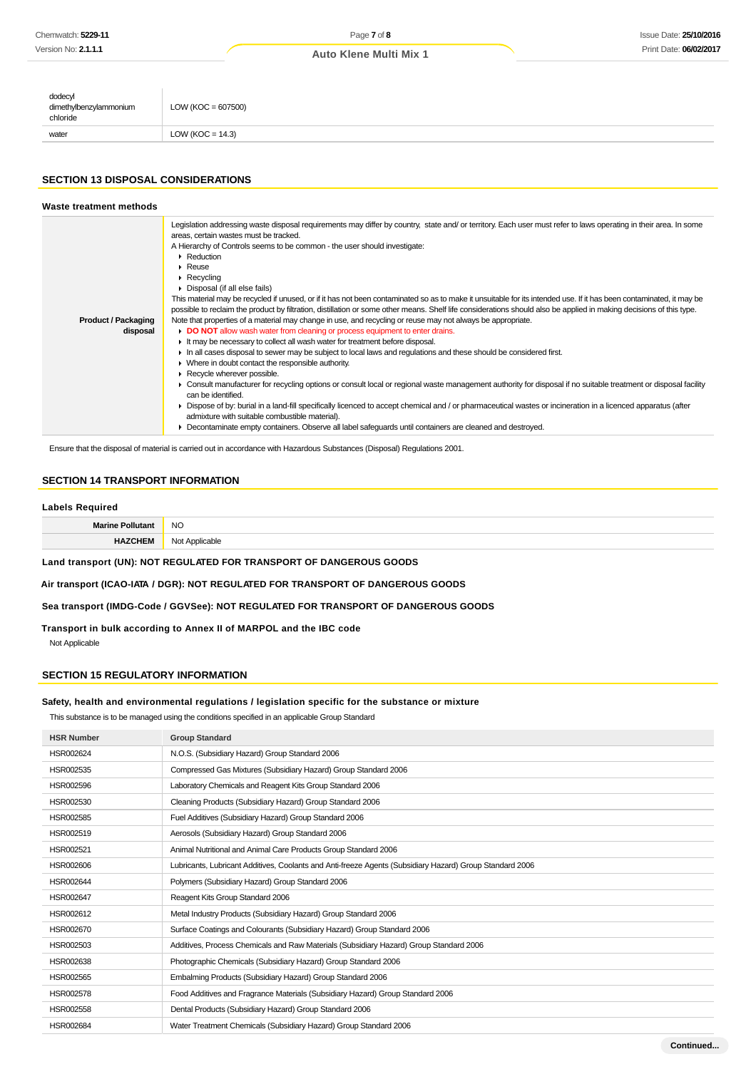| | |
|---|---|
| dodecyl dimethylbenzylammonium chloride | LOW (KOC = 607500) |
| water | LOW (KOC = 14.3) |

## SECTION 13 DISPOSAL CONSIDERATIONS

### Waste treatment methods

| | |
|---|---|
| **Product / Packaging disposal** | Legislation addressing waste disposal requirements may differ by country, state and/ or territory. Each user must refer to laws operating in their area. In some areas, certain wastes must be tracked.<br>A Hierarchy of Controls seems to be common - the user should investigate:<br>▸ Reduction<br>▸ Reuse<br>▸ Recycling<br>▸ Disposal (if all else fails)<br>This material may be recycled if unused, or if it has not been contaminated so as to make it unsuitable for its intended use. If it has been contaminated, it may be possible to reclaim the product by filtration, distillation or some other means. Shelf life considerations should also be applied in making decisions of this type. Note that properties of a material may change in use, and recycling or reuse may not always be appropriate.<br>▸ **DO NOT** allow wash water from cleaning or process equipment to enter drains.<br>▸ It may be necessary to collect all wash water for treatment before disposal.<br>▸ In all cases disposal to sewer may be subject to local laws and regulations and these should be considered first.<br>▸ Where in doubt contact the responsible authority.<br>▸ Recycle wherever possible.<br>▸ Consult manufacturer for recycling options or consult local or regional waste management authority for disposal if no suitable treatment or disposal facility can be identified.<br>▸ Dispose of by: burial in a land-fill specifically licenced to accept chemical and / or pharmaceutical wastes or incineration in a licenced apparatus (after admixture with suitable combustible material).<br>▸ Decontaminate empty containers. Observe all label safeguards until containers are cleaned and destroyed. |

Ensure that the disposal of material is carried out in accordance with Hazardous Substances (Disposal) Regulations 2001.

## SECTION 14 TRANSPORT INFORMATION

### Labels Required

| | |
|---|---|
| **Marine Pollutant** | NO |
| **HAZCHEM** | Not Applicable |

**Land transport (UN): NOT REGULATED FOR TRANSPORT OF DANGEROUS GOODS**

**Air transport (ICAO-IATA / DGR): NOT REGULATED FOR TRANSPORT OF DANGEROUS GOODS**

**Sea transport (IMDG-Code / GGVSee): NOT REGULATED FOR TRANSPORT OF DANGEROUS GOODS**

**Transport in bulk according to Annex II of MARPOL and the IBC code**

Not Applicable

## SECTION 15 REGULATORY INFORMATION

### Safety, health and environmental regulations / legislation specific for the substance or mixture

This substance is to be managed using the conditions specified in an applicable Group Standard

| HSR Number | Group Standard |
|---|---|
| HSR002624 | N.O.S. (Subsidiary Hazard) Group Standard 2006 |
| HSR002535 | Compressed Gas Mixtures (Subsidiary Hazard) Group Standard 2006 |
| HSR002596 | Laboratory Chemicals and Reagent Kits Group Standard 2006 |
| HSR002530 | Cleaning Products (Subsidiary Hazard) Group Standard 2006 |
| HSR002585 | Fuel Additives (Subsidiary Hazard) Group Standard 2006 |
| HSR002519 | Aerosols (Subsidiary Hazard) Group Standard 2006 |
| HSR002521 | Animal Nutritional and Animal Care Products Group Standard 2006 |
| HSR002606 | Lubricants, Lubricant Additives, Coolants and Anti-freeze Agents (Subsidiary Hazard) Group Standard 2006 |
| HSR002644 | Polymers (Subsidiary Hazard) Group Standard 2006 |
| HSR002647 | Reagent Kits Group Standard 2006 |
| HSR002612 | Metal Industry Products (Subsidiary Hazard) Group Standard 2006 |
| HSR002670 | Surface Coatings and Colourants (Subsidiary Hazard) Group Standard 2006 |
| HSR002503 | Additives, Process Chemicals and Raw Materials (Subsidiary Hazard) Group Standard 2006 |
| HSR002638 | Photographic Chemicals (Subsidiary Hazard) Group Standard 2006 |
| HSR002565 | Embalming Products (Subsidiary Hazard) Group Standard 2006 |
| HSR002578 | Food Additives and Fragrance Materials (Subsidiary Hazard) Group Standard 2006 |
| HSR002558 | Dental Products (Subsidiary Hazard) Group Standard 2006 |
| HSR002684 | Water Treatment Chemicals (Subsidiary Hazard) Group Standard 2006 |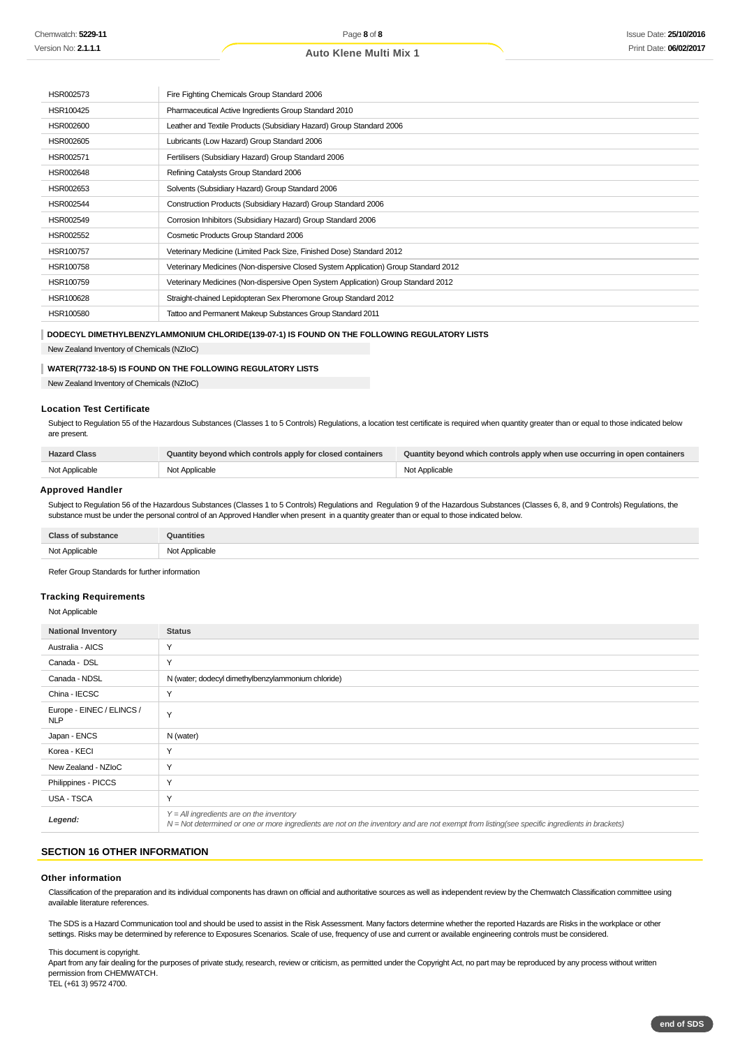| | |
|---|---|
| HSR002573 | Fire Fighting Chemicals Group Standard 2006 |
| HSR100425 | Pharmaceutical Active Ingredients Group Standard 2010 |
| HSR002600 | Leather and Textile Products (Subsidiary Hazard) Group Standard 2006 |
| HSR002605 | Lubricants (Low Hazard) Group Standard 2006 |
| HSR002571 | Fertilisers (Subsidiary Hazard) Group Standard 2006 |
| HSR002648 | Refining Catalysts Group Standard 2006 |
| HSR002653 | Solvents (Subsidiary Hazard) Group Standard 2006 |
| HSR002544 | Construction Products (Subsidiary Hazard) Group Standard 2006 |
| HSR002549 | Corrosion Inhibitors (Subsidiary Hazard) Group Standard 2006 |
| HSR002552 | Cosmetic Products Group Standard 2006 |
| HSR100757 | Veterinary Medicine (Limited Pack Size, Finished Dose) Standard 2012 |
| HSR100758 | Veterinary Medicines (Non-dispersive Closed System Application) Group Standard 2012 |
| HSR100759 | Veterinary Medicines (Non-dispersive Open System Application) Group Standard 2012 |
| HSR100628 | Straight-chained Lepidopteran Sex Pheromone Group Standard 2012 |
| HSR100580 | Tattoo and Permanent Makeup Substances Group Standard 2011 |

**DODECYL DIMETHYLBENZYLAMMONIUM CHLORIDE(139-07-1) IS FOUND ON THE FOLLOWING REGULATORY LISTS**

New Zealand Inventory of Chemicals (NZIoC)

**WATER(7732-18-5) IS FOUND ON THE FOLLOWING REGULATORY LISTS**

New Zealand Inventory of Chemicals (NZIoC)

### Location Test Certificate

Subject to Regulation 55 of the Hazardous Substances (Classes 1 to 5 Controls) Regulations, a location test certificate is required when quantity greater than or equal to those indicated below are present.

| Hazard Class | Quantity beyond which controls apply for closed containers | Quantity beyond which controls apply when use occurring in open containers |
|---|---|---|
| Not Applicable | Not Applicable | Not Applicable |

### Approved Handler

Subject to Regulation 56 of the Hazardous Substances (Classes 1 to 5 Controls) Regulations and Regulation 9 of the Hazardous Substances (Classes 6, 8, and 9 Controls) Regulations, the substance must be under the personal control of an Approved Handler when present in a quantity greater than or equal to those indicated below.

| Class of substance | Quantities |
|---|---|
| Not Applicable | Not Applicable |

Refer Group Standards for further information

### Tracking Requirements

Not Applicable

| National Inventory | Status |
|---|---|
| Australia - AICS | Y |
| Canada - DSL | Y |
| Canada - NDSL | N (water; dodecyl dimethylbenzylammonium chloride) |
| China - IECSC | Y |
| Europe - EINEC / ELINCS / NLP | Y |
| Japan - ENCS | N (water) |
| Korea - KECI | Y |
| New Zealand - NZIoC | Y |
| Philippines - PICCS | Y |
| USA - TSCA | Y |
| ***Legend:*** | *Y = All ingredients are on the inventory*<br>*N = Not determined or one or more ingredients are not on the inventory and are not exempt from listing(see specific ingredients in brackets)* |

## SECTION 16 OTHER INFORMATION

### Other information

Classification of the preparation and its individual components has drawn on official and authoritative sources as well as independent review by the Chemwatch Classification committee using available literature references.

The SDS is a Hazard Communication tool and should be used to assist in the Risk Assessment. Many factors determine whether the reported Hazards are Risks in the workplace or other settings. Risks may be determined by reference to Exposures Scenarios. Scale of use, frequency of use and current or available engineering controls must be considered.

This document is copyright.
Apart from any fair dealing for the purposes of private study, research, review or criticism, as permitted under the Copyright Act, no part may be reproduced by any process without written permission from CHEMWATCH.
TEL (+61 3) 9572 4700.

**end of SDS**